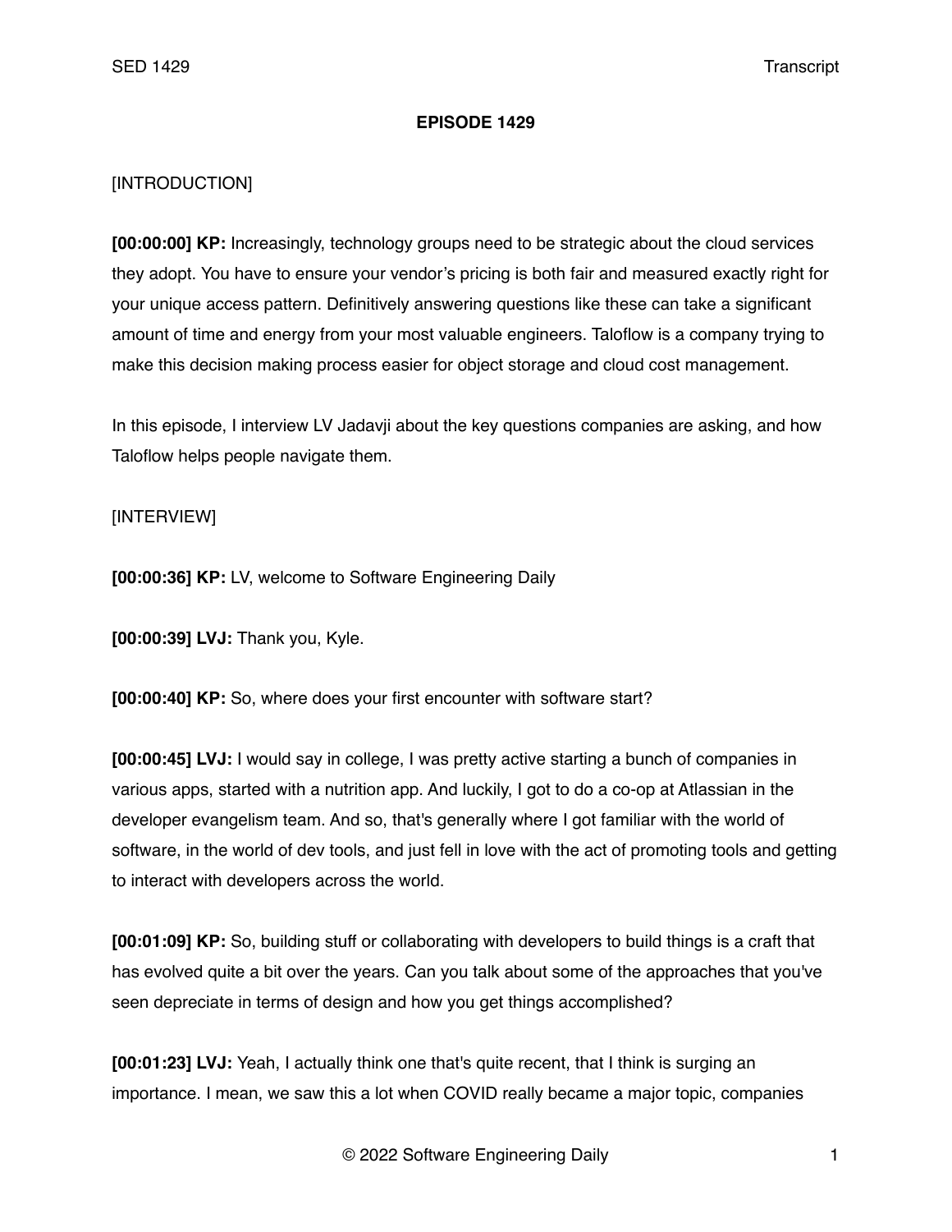**EPISODE 1429**

[INTRODUCTION]

**[00:00:00] KP:** Increasingly, technology groups need to be strategic about the cloud services they adopt. You have to ensure your vendor's pricing is both fair and measured exactly right for your unique access pattern. Definitively answering questions like these can take a significant amount of time and energy from your most valuable engineers. Taloflow is a company trying to make this decision making process easier for object storage and cloud cost management.

In this episode, I interview LV Jadavji about the key questions companies are asking, and how Taloflow helps people navigate them.

[INTERVIEW]

**[00:00:36] KP:** LV, welcome to Software Engineering Daily

**[00:00:39] LVJ:** Thank you, Kyle.

**[00:00:40] KP:** So, where does your first encounter with software start?

**[00:00:45] LVJ:** I would say in college, I was pretty active starting a bunch of companies in various apps, started with a nutrition app. And luckily, I got to do a co-op at Atlassian in the developer evangelism team. And so, that's generally where I got familiar with the world of software, in the world of dev tools, and just fell in love with the act of promoting tools and getting to interact with developers across the world.

**[00:01:09] KP:** So, building stuff or collaborating with developers to build things is a craft that has evolved quite a bit over the years. Can you talk about some of the approaches that you've seen depreciate in terms of design and how you get things accomplished?

**[00:01:23] LVJ:** Yeah, I actually think one that's quite recent, that I think is surging an importance. I mean, we saw this a lot when COVID really became a major topic, companies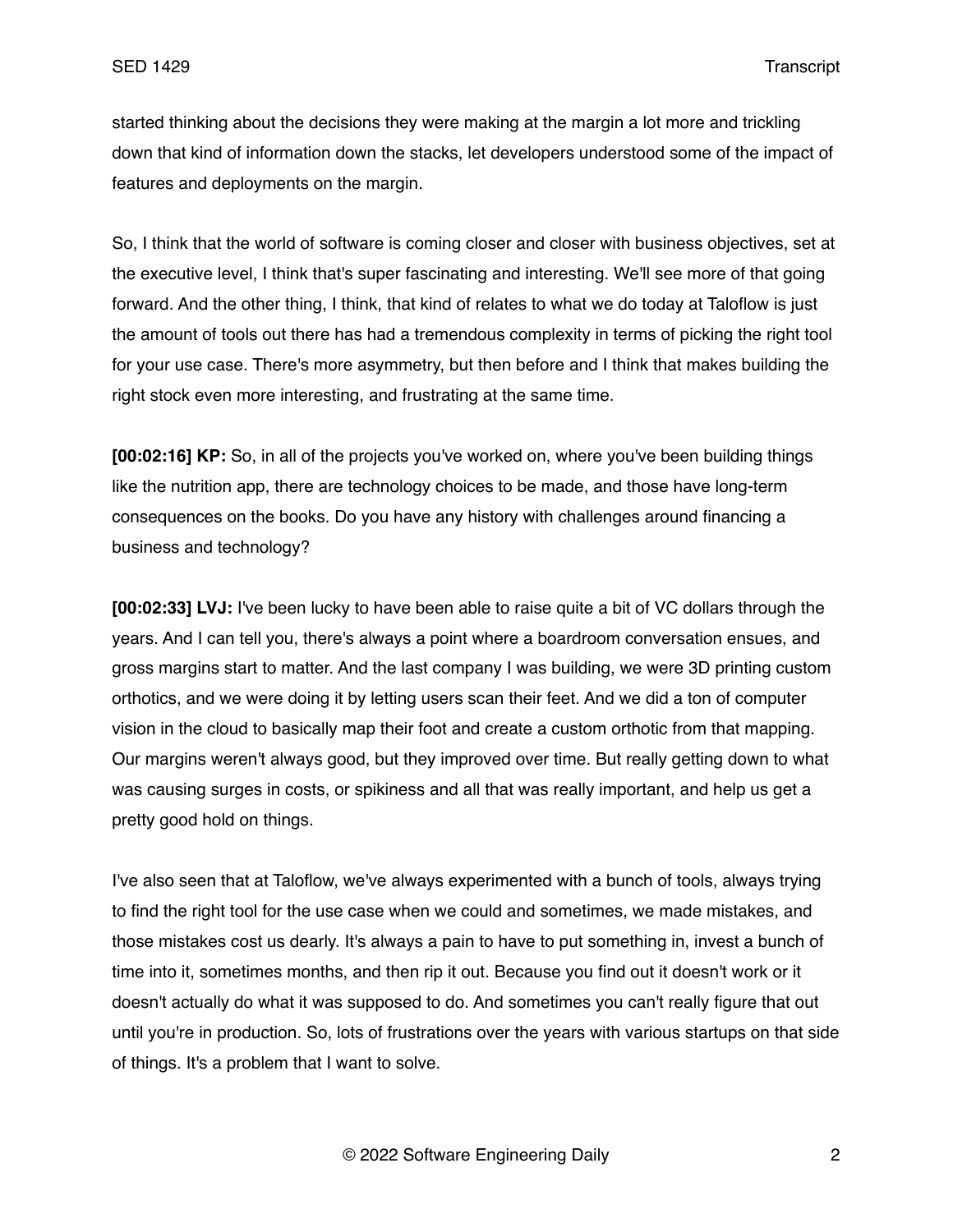started thinking about the decisions they were making at the margin a lot more and trickling down that kind of information down the stacks, let developers understood some of the impact of features and deployments on the margin.

So, I think that the world of software is coming closer and closer with business objectives, set at the executive level, I think that's super fascinating and interesting. We'll see more of that going forward. And the other thing, I think, that kind of relates to what we do today at Taloflow is just the amount of tools out there has had a tremendous complexity in terms of picking the right tool for your use case. There's more asymmetry, but then before and I think that makes building the right stock even more interesting, and frustrating at the same time.

**[00:02:16] KP:** So, in all of the projects you've worked on, where you've been building things like the nutrition app, there are technology choices to be made, and those have long-term consequences on the books. Do you have any history with challenges around financing a business and technology?

**[00:02:33] LVJ:** I've been lucky to have been able to raise quite a bit of VC dollars through the years. And I can tell you, there's always a point where a boardroom conversation ensues, and gross margins start to matter. And the last company I was building, we were 3D printing custom orthotics, and we were doing it by letting users scan their feet. And we did a ton of computer vision in the cloud to basically map their foot and create a custom orthotic from that mapping. Our margins weren't always good, but they improved over time. But really getting down to what was causing surges in costs, or spikiness and all that was really important, and help us get a pretty good hold on things.

I've also seen that at Taloflow, we've always experimented with a bunch of tools, always trying to find the right tool for the use case when we could and sometimes, we made mistakes, and those mistakes cost us dearly. It's always a pain to have to put something in, invest a bunch of time into it, sometimes months, and then rip it out. Because you find out it doesn't work or it doesn't actually do what it was supposed to do. And sometimes you can't really figure that out until you're in production. So, lots of frustrations over the years with various startups on that side of things. It's a problem that I want to solve.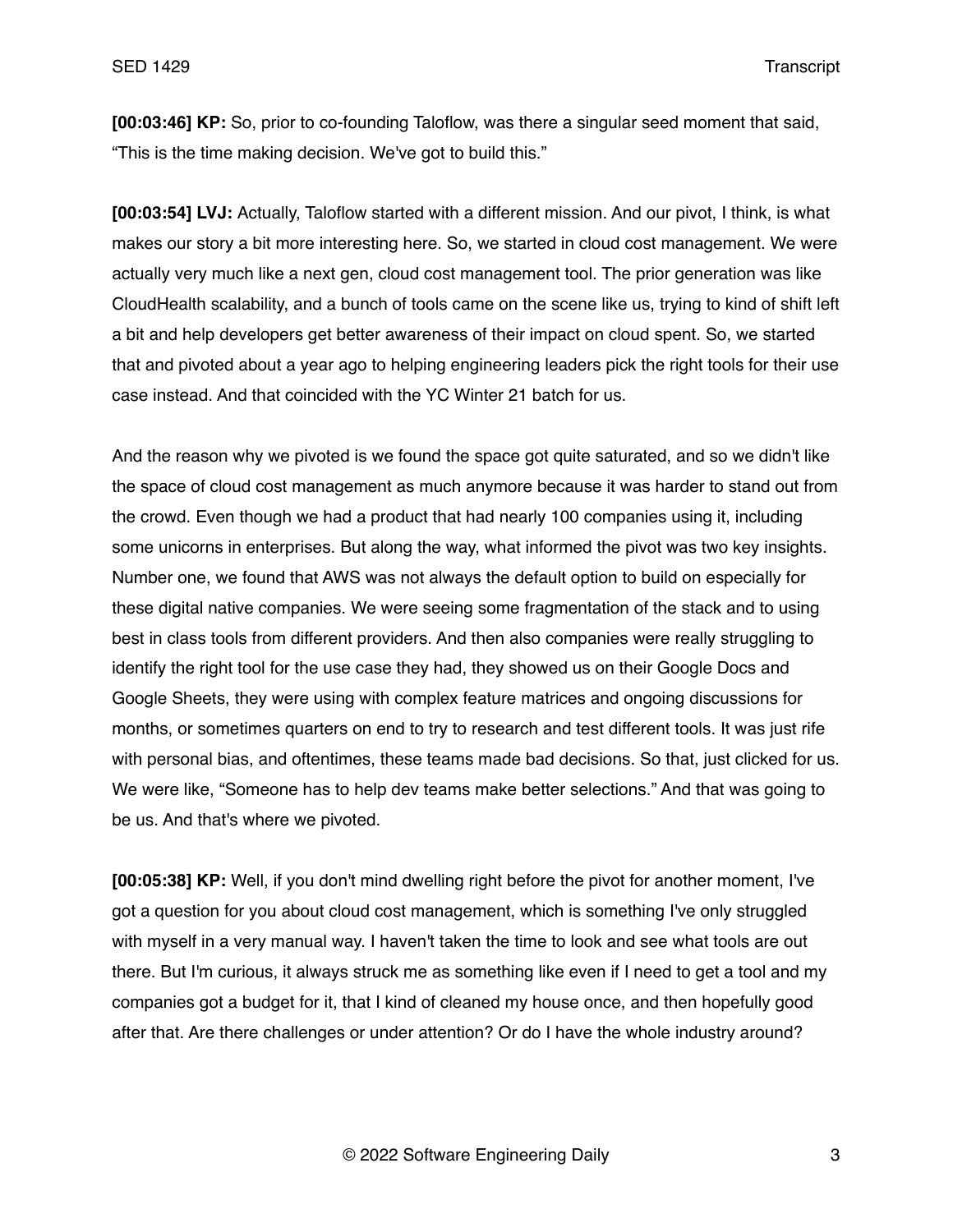**[00:03:46] KP:** So, prior to co-founding Taloflow, was there a singular seed moment that said, "This is the time making decision. We've got to build this."

**[00:03:54] LVJ:** Actually, Taloflow started with a different mission. And our pivot, I think, is what makes our story a bit more interesting here. So, we started in cloud cost management. We were actually very much like a next gen, cloud cost management tool. The prior generation was like CloudHealth scalability, and a bunch of tools came on the scene like us, trying to kind of shift left a bit and help developers get better awareness of their impact on cloud spent. So, we started that and pivoted about a year ago to helping engineering leaders pick the right tools for their use case instead. And that coincided with the YC Winter 21 batch for us.

And the reason why we pivoted is we found the space got quite saturated, and so we didn't like the space of cloud cost management as much anymore because it was harder to stand out from the crowd. Even though we had a product that had nearly 100 companies using it, including some unicorns in enterprises. But along the way, what informed the pivot was two key insights. Number one, we found that AWS was not always the default option to build on especially for these digital native companies. We were seeing some fragmentation of the stack and to using best in class tools from different providers. And then also companies were really struggling to identify the right tool for the use case they had, they showed us on their Google Docs and Google Sheets, they were using with complex feature matrices and ongoing discussions for months, or sometimes quarters on end to try to research and test different tools. It was just rife with personal bias, and oftentimes, these teams made bad decisions. So that, just clicked for us. We were like, "Someone has to help dev teams make better selections." And that was going to be us. And that's where we pivoted.

**[00:05:38] KP:** Well, if you don't mind dwelling right before the pivot for another moment, I've got a question for you about cloud cost management, which is something I've only struggled with myself in a very manual way. I haven't taken the time to look and see what tools are out there. But I'm curious, it always struck me as something like even if I need to get a tool and my companies got a budget for it, that I kind of cleaned my house once, and then hopefully good after that. Are there challenges or under attention? Or do I have the whole industry around?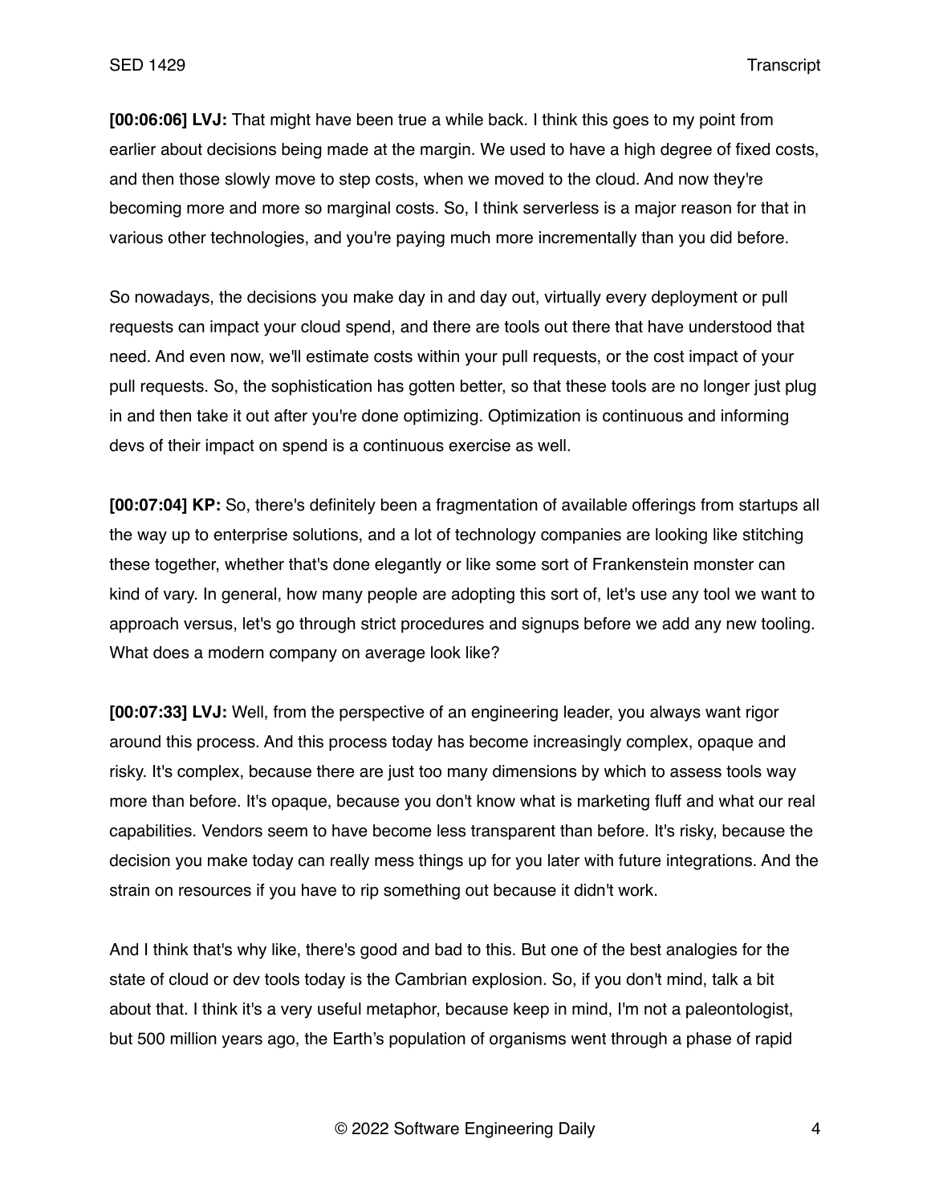**[00:06:06] LVJ:** That might have been true a while back. I think this goes to my point from earlier about decisions being made at the margin. We used to have a high degree of fixed costs, and then those slowly move to step costs, when we moved to the cloud. And now they're becoming more and more so marginal costs. So, I think serverless is a major reason for that in various other technologies, and you're paying much more incrementally than you did before.

So nowadays, the decisions you make day in and day out, virtually every deployment or pull requests can impact your cloud spend, and there are tools out there that have understood that need. And even now, we'll estimate costs within your pull requests, or the cost impact of your pull requests. So, the sophistication has gotten better, so that these tools are no longer just plug in and then take it out after you're done optimizing. Optimization is continuous and informing devs of their impact on spend is a continuous exercise as well.

**[00:07:04] KP:** So, there's definitely been a fragmentation of available offerings from startups all the way up to enterprise solutions, and a lot of technology companies are looking like stitching these together, whether that's done elegantly or like some sort of Frankenstein monster can kind of vary. In general, how many people are adopting this sort of, let's use any tool we want to approach versus, let's go through strict procedures and signups before we add any new tooling. What does a modern company on average look like?

**[00:07:33] LVJ:** Well, from the perspective of an engineering leader, you always want rigor around this process. And this process today has become increasingly complex, opaque and risky. It's complex, because there are just too many dimensions by which to assess tools way more than before. It's opaque, because you don't know what is marketing fluff and what our real capabilities. Vendors seem to have become less transparent than before. It's risky, because the decision you make today can really mess things up for you later with future integrations. And the strain on resources if you have to rip something out because it didn't work.

And I think that's why like, there's good and bad to this. But one of the best analogies for the state of cloud or dev tools today is the Cambrian explosion. So, if you don't mind, talk a bit about that. I think it's a very useful metaphor, because keep in mind, I'm not a paleontologist, but 500 million years ago, the Earth's population of organisms went through a phase of rapid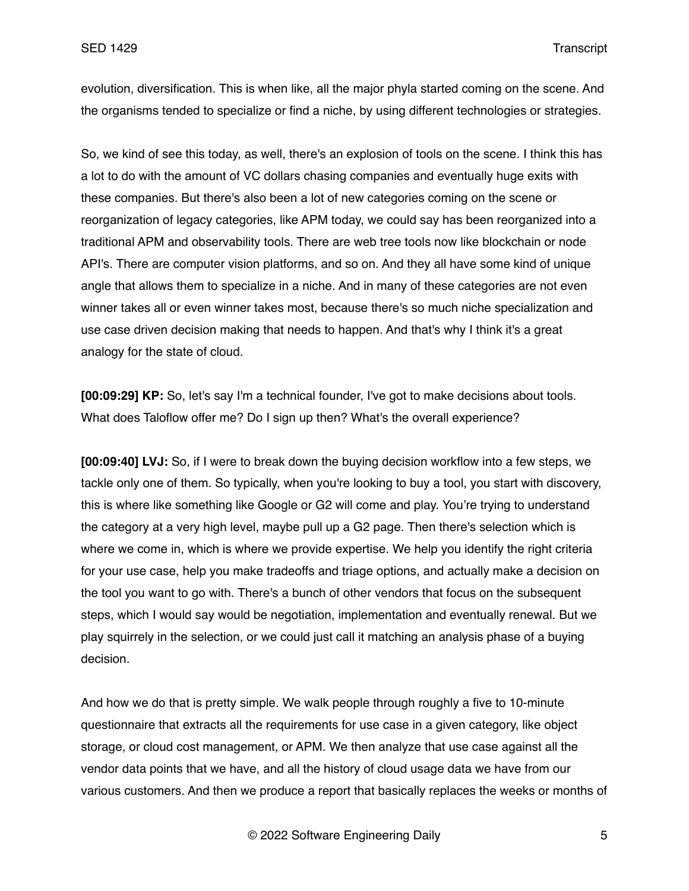evolution, diversification. This is when like, all the major phyla started coming on the scene. And the organisms tended to specialize or find a niche, by using different technologies or strategies.

So, we kind of see this today, as well, there's an explosion of tools on the scene. I think this has a lot to do with the amount of VC dollars chasing companies and eventually huge exits with these companies. But there's also been a lot of new categories coming on the scene or reorganization of legacy categories, like APM today, we could say has been reorganized into a traditional APM and observability tools. There are web tree tools now like blockchain or node API's. There are computer vision platforms, and so on. And they all have some kind of unique angle that allows them to specialize in a niche. And in many of these categories are not even winner takes all or even winner takes most, because there's so much niche specialization and use case driven decision making that needs to happen. And that's why I think it's a great analogy for the state of cloud.

**[00:09:29] KP:** So, let's say I'm a technical founder, I've got to make decisions about tools. What does Taloflow offer me? Do I sign up then? What's the overall experience?

**[00:09:40] LVJ:** So, if I were to break down the buying decision workflow into a few steps, we tackle only one of them. So typically, when you're looking to buy a tool, you start with discovery, this is where like something like Google or G2 will come and play. You're trying to understand the category at a very high level, maybe pull up a G2 page. Then there's selection which is where we come in, which is where we provide expertise. We help you identify the right criteria for your use case, help you make tradeoffs and triage options, and actually make a decision on the tool you want to go with. There's a bunch of other vendors that focus on the subsequent steps, which I would say would be negotiation, implementation and eventually renewal. But we play squirrely in the selection, or we could just call it matching an analysis phase of a buying decision.

And how we do that is pretty simple. We walk people through roughly a five to 10-minute questionnaire that extracts all the requirements for use case in a given category, like object storage, or cloud cost management, or APM. We then analyze that use case against all the vendor data points that we have, and all the history of cloud usage data we have from our various customers. And then we produce a report that basically replaces the weeks or months of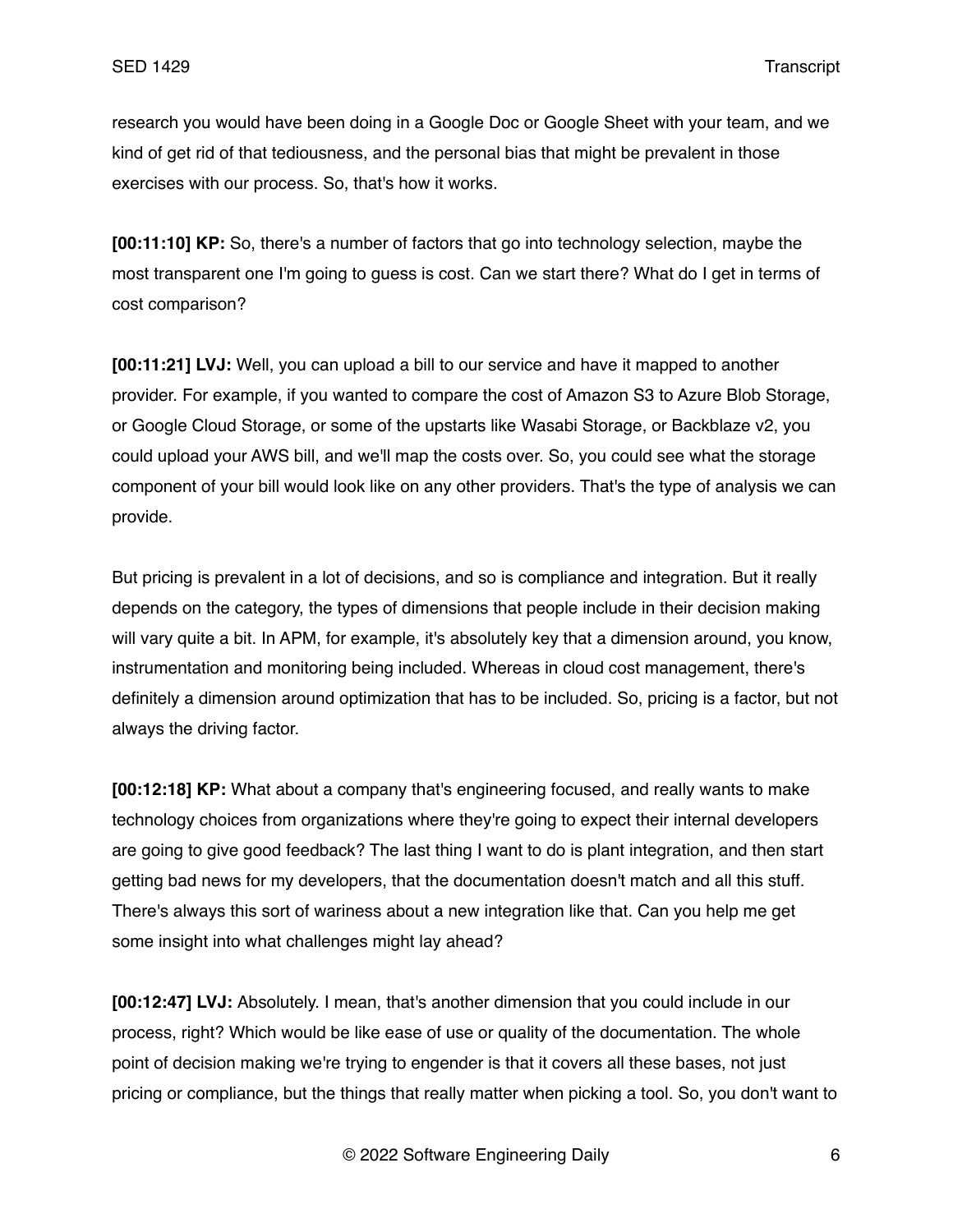research you would have been doing in a Google Doc or Google Sheet with your team, and we kind of get rid of that tediousness, and the personal bias that might be prevalent in those exercises with our process. So, that's how it works.

**[00:11:10] KP:** So, there's a number of factors that go into technology selection, maybe the most transparent one I'm going to guess is cost. Can we start there? What do I get in terms of cost comparison?

**[00:11:21] LVJ:** Well, you can upload a bill to our service and have it mapped to another provider. For example, if you wanted to compare the cost of Amazon S3 to Azure Blob Storage, or Google Cloud Storage, or some of the upstarts like Wasabi Storage, or Backblaze v2, you could upload your AWS bill, and we'll map the costs over. So, you could see what the storage component of your bill would look like on any other providers. That's the type of analysis we can provide.

But pricing is prevalent in a lot of decisions, and so is compliance and integration. But it really depends on the category, the types of dimensions that people include in their decision making will vary quite a bit. In APM, for example, it's absolutely key that a dimension around, you know, instrumentation and monitoring being included. Whereas in cloud cost management, there's definitely a dimension around optimization that has to be included. So, pricing is a factor, but not always the driving factor.

**[00:12:18] KP:** What about a company that's engineering focused, and really wants to make technology choices from organizations where they're going to expect their internal developers are going to give good feedback? The last thing I want to do is plant integration, and then start getting bad news for my developers, that the documentation doesn't match and all this stuff. There's always this sort of wariness about a new integration like that. Can you help me get some insight into what challenges might lay ahead?

**[00:12:47] LVJ:** Absolutely. I mean, that's another dimension that you could include in our process, right? Which would be like ease of use or quality of the documentation. The whole point of decision making we're trying to engender is that it covers all these bases, not just pricing or compliance, but the things that really matter when picking a tool. So, you don't want to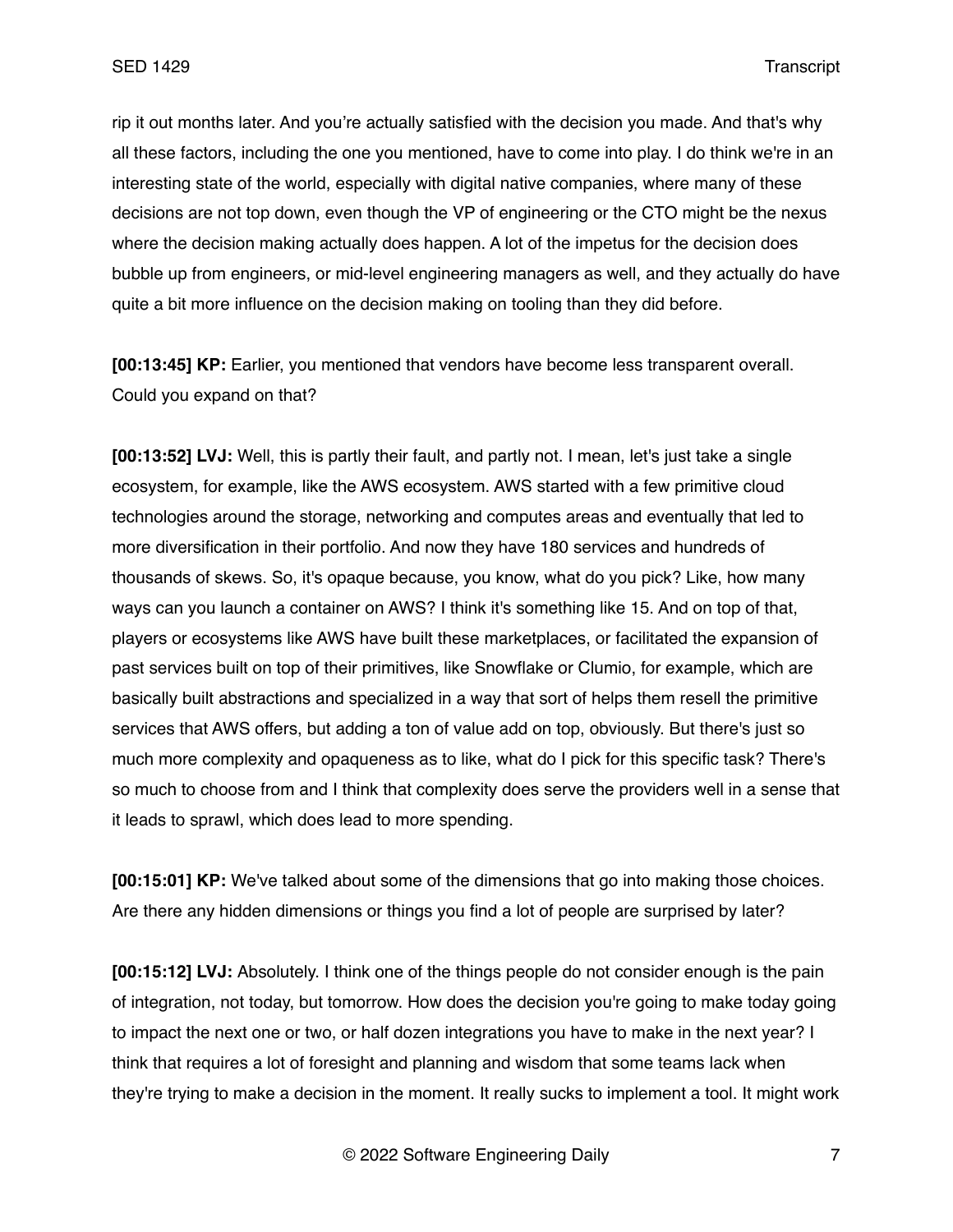rip it out months later. And you're actually satisfied with the decision you made. And that's why all these factors, including the one you mentioned, have to come into play. I do think we're in an interesting state of the world, especially with digital native companies, where many of these decisions are not top down, even though the VP of engineering or the CTO might be the nexus where the decision making actually does happen. A lot of the impetus for the decision does bubble up from engineers, or mid-level engineering managers as well, and they actually do have quite a bit more influence on the decision making on tooling than they did before.

**[00:13:45] KP:** Earlier, you mentioned that vendors have become less transparent overall. Could you expand on that?

**[00:13:52] LVJ:** Well, this is partly their fault, and partly not. I mean, let's just take a single ecosystem, for example, like the AWS ecosystem. AWS started with a few primitive cloud technologies around the storage, networking and computes areas and eventually that led to more diversification in their portfolio. And now they have 180 services and hundreds of thousands of skews. So, it's opaque because, you know, what do you pick? Like, how many ways can you launch a container on AWS? I think it's something like 15. And on top of that, players or ecosystems like AWS have built these marketplaces, or facilitated the expansion of past services built on top of their primitives, like Snowflake or Clumio, for example, which are basically built abstractions and specialized in a way that sort of helps them resell the primitive services that AWS offers, but adding a ton of value add on top, obviously. But there's just so much more complexity and opaqueness as to like, what do I pick for this specific task? There's so much to choose from and I think that complexity does serve the providers well in a sense that it leads to sprawl, which does lead to more spending.

**[00:15:01] KP:** We've talked about some of the dimensions that go into making those choices. Are there any hidden dimensions or things you find a lot of people are surprised by later?

**[00:15:12] LVJ:** Absolutely. I think one of the things people do not consider enough is the pain of integration, not today, but tomorrow. How does the decision you're going to make today going to impact the next one or two, or half dozen integrations you have to make in the next year? I think that requires a lot of foresight and planning and wisdom that some teams lack when they're trying to make a decision in the moment. It really sucks to implement a tool. It might work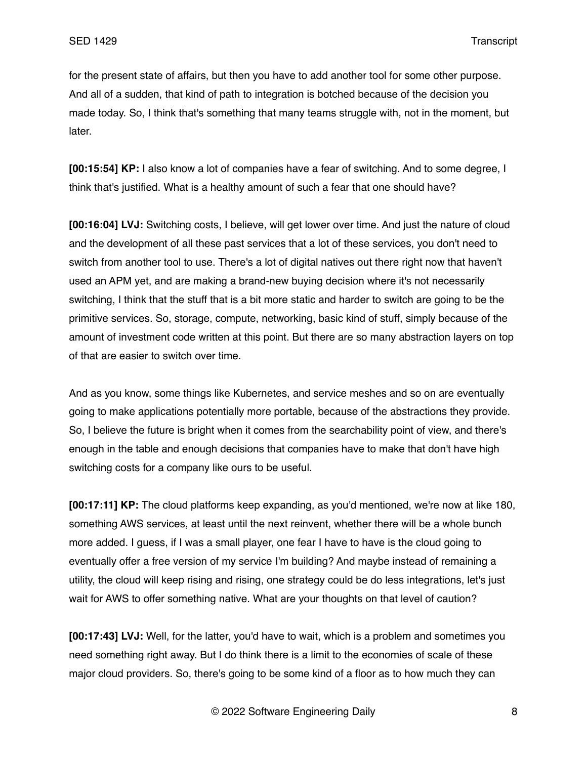for the present state of affairs, but then you have to add another tool for some other purpose. And all of a sudden, that kind of path to integration is botched because of the decision you made today. So, I think that's something that many teams struggle with, not in the moment, but later.

**[00:15:54] KP:** I also know a lot of companies have a fear of switching. And to some degree, I think that's justified. What is a healthy amount of such a fear that one should have?

**[00:16:04] LVJ:** Switching costs, I believe, will get lower over time. And just the nature of cloud and the development of all these past services that a lot of these services, you don't need to switch from another tool to use. There's a lot of digital natives out there right now that haven't used an APM yet, and are making a brand-new buying decision where it's not necessarily switching, I think that the stuff that is a bit more static and harder to switch are going to be the primitive services. So, storage, compute, networking, basic kind of stuff, simply because of the amount of investment code written at this point. But there are so many abstraction layers on top of that are easier to switch over time.

And as you know, some things like Kubernetes, and service meshes and so on are eventually going to make applications potentially more portable, because of the abstractions they provide. So, I believe the future is bright when it comes from the searchability point of view, and there's enough in the table and enough decisions that companies have to make that don't have high switching costs for a company like ours to be useful.

**[00:17:11] KP:** The cloud platforms keep expanding, as you'd mentioned, we're now at like 180, something AWS services, at least until the next reinvent, whether there will be a whole bunch more added. I guess, if I was a small player, one fear I have to have is the cloud going to eventually offer a free version of my service I'm building? And maybe instead of remaining a utility, the cloud will keep rising and rising, one strategy could be do less integrations, let's just wait for AWS to offer something native. What are your thoughts on that level of caution?

**[00:17:43] LVJ:** Well, for the latter, you'd have to wait, which is a problem and sometimes you need something right away. But I do think there is a limit to the economies of scale of these major cloud providers. So, there's going to be some kind of a floor as to how much they can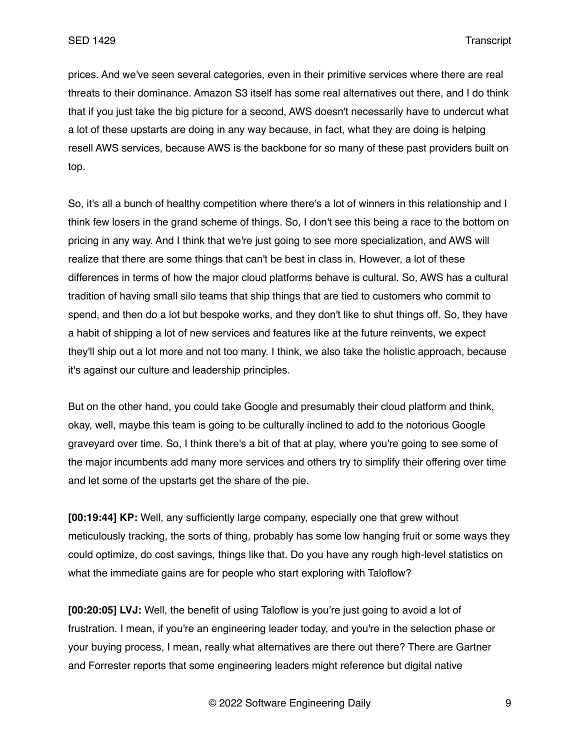prices. And we've seen several categories, even in their primitive services where there are real threats to their dominance. Amazon S3 itself has some real alternatives out there, and I do think that if you just take the big picture for a second, AWS doesn't necessarily have to undercut what a lot of these upstarts are doing in any way because, in fact, what they are doing is helping resell AWS services, because AWS is the backbone for so many of these past providers built on top.

So, it's all a bunch of healthy competition where there's a lot of winners in this relationship and I think few losers in the grand scheme of things. So, I don't see this being a race to the bottom on pricing in any way. And I think that we're just going to see more specialization, and AWS will realize that there are some things that can't be best in class in. However, a lot of these differences in terms of how the major cloud platforms behave is cultural. So, AWS has a cultural tradition of having small silo teams that ship things that are tied to customers who commit to spend, and then do a lot but bespoke works, and they don't like to shut things off. So, they have a habit of shipping a lot of new services and features like at the future reinvents, we expect they'll ship out a lot more and not too many. I think, we also take the holistic approach, because it's against our culture and leadership principles.

But on the other hand, you could take Google and presumably their cloud platform and think, okay, well, maybe this team is going to be culturally inclined to add to the notorious Google graveyard over time. So, I think there's a bit of that at play, where you're going to see some of the major incumbents add many more services and others try to simplify their offering over time and let some of the upstarts get the share of the pie.

**[00:19:44] KP:** Well, any sufficiently large company, especially one that grew without meticulously tracking, the sorts of thing, probably has some low hanging fruit or some ways they could optimize, do cost savings, things like that. Do you have any rough high-level statistics on what the immediate gains are for people who start exploring with Taloflow?

**[00:20:05] LVJ:** Well, the benefit of using Taloflow is you're just going to avoid a lot of frustration. I mean, if you're an engineering leader today, and you're in the selection phase or your buying process, I mean, really what alternatives are there out there? There are Gartner and Forrester reports that some engineering leaders might reference but digital native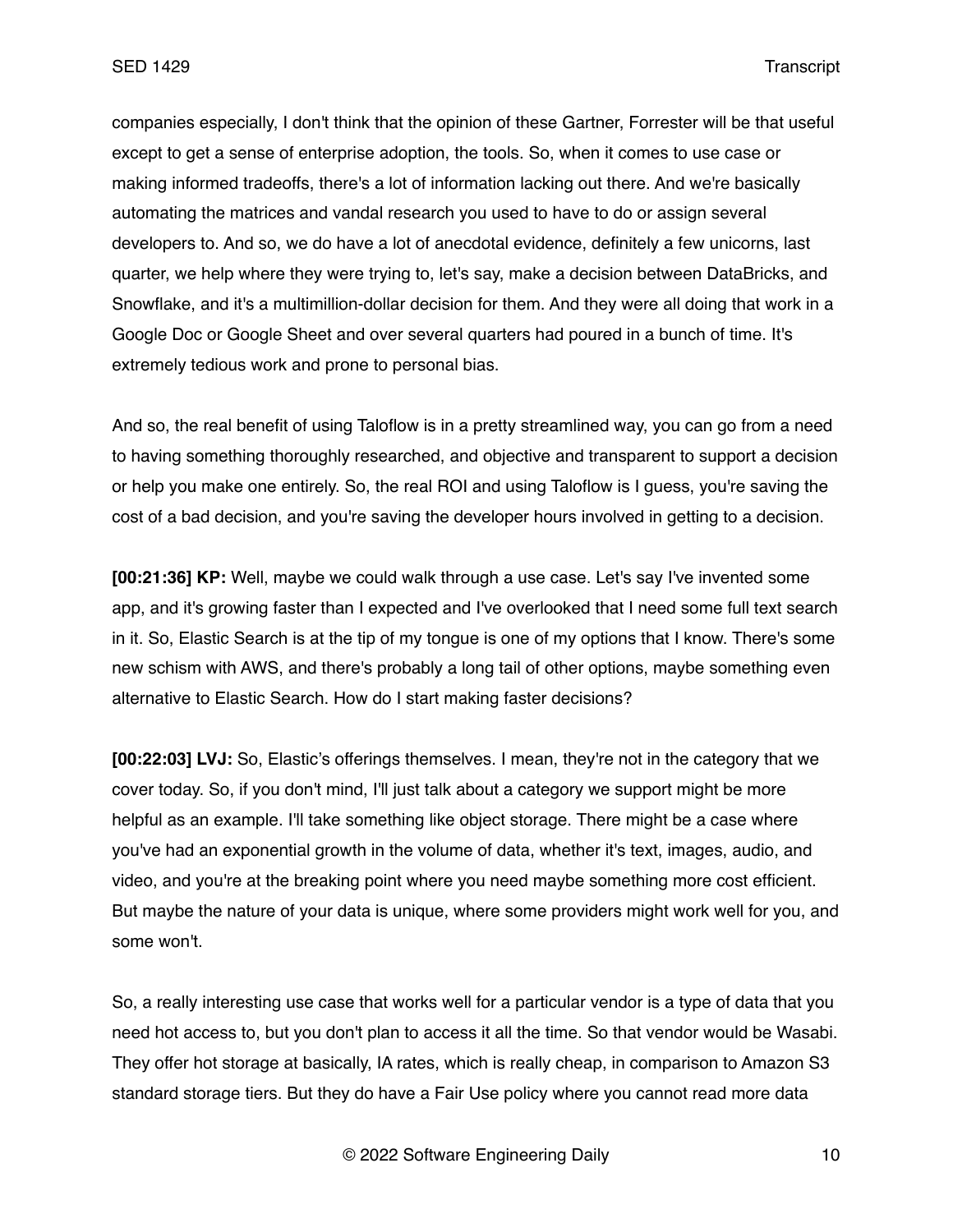companies especially, I don't think that the opinion of these Gartner, Forrester will be that useful except to get a sense of enterprise adoption, the tools. So, when it comes to use case or making informed tradeoffs, there's a lot of information lacking out there. And we're basically automating the matrices and vandal research you used to have to do or assign several developers to. And so, we do have a lot of anecdotal evidence, definitely a few unicorns, last quarter, we help where they were trying to, let's say, make a decision between DataBricks, and Snowflake, and it's a multimillion-dollar decision for them. And they were all doing that work in a Google Doc or Google Sheet and over several quarters had poured in a bunch of time. It's extremely tedious work and prone to personal bias.

And so, the real benefit of using Taloflow is in a pretty streamlined way, you can go from a need to having something thoroughly researched, and objective and transparent to support a decision or help you make one entirely. So, the real ROI and using Taloflow is I guess, you're saving the cost of a bad decision, and you're saving the developer hours involved in getting to a decision.

**[00:21:36] KP:** Well, maybe we could walk through a use case. Let's say I've invented some app, and it's growing faster than I expected and I've overlooked that I need some full text search in it. So, Elastic Search is at the tip of my tongue is one of my options that I know. There's some new schism with AWS, and there's probably a long tail of other options, maybe something even alternative to Elastic Search. How do I start making faster decisions?

**[00:22:03] LVJ:** So, Elastic's offerings themselves. I mean, they're not in the category that we cover today. So, if you don't mind, I'll just talk about a category we support might be more helpful as an example. I'll take something like object storage. There might be a case where you've had an exponential growth in the volume of data, whether it's text, images, audio, and video, and you're at the breaking point where you need maybe something more cost efficient. But maybe the nature of your data is unique, where some providers might work well for you, and some won't.

So, a really interesting use case that works well for a particular vendor is a type of data that you need hot access to, but you don't plan to access it all the time. So that vendor would be Wasabi. They offer hot storage at basically, IA rates, which is really cheap, in comparison to Amazon S3 standard storage tiers. But they do have a Fair Use policy where you cannot read more data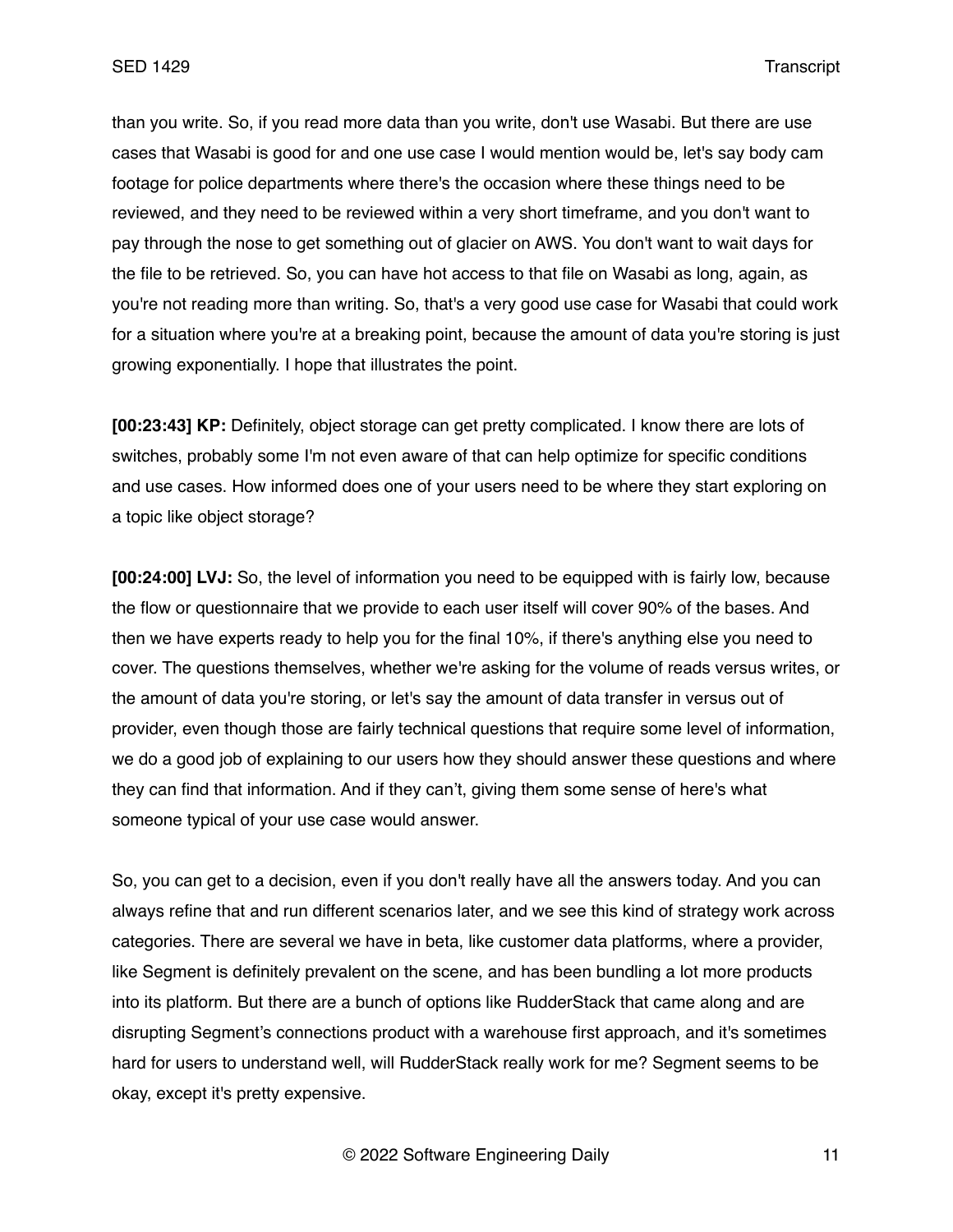than you write. So, if you read more data than you write, don't use Wasabi. But there are use cases that Wasabi is good for and one use case I would mention would be, let's say body cam footage for police departments where there's the occasion where these things need to be reviewed, and they need to be reviewed within a very short timeframe, and you don't want to pay through the nose to get something out of glacier on AWS. You don't want to wait days for the file to be retrieved. So, you can have hot access to that file on Wasabi as long, again, as you're not reading more than writing. So, that's a very good use case for Wasabi that could work for a situation where you're at a breaking point, because the amount of data you're storing is just growing exponentially. I hope that illustrates the point.

**[00:23:43] KP:** Definitely, object storage can get pretty complicated. I know there are lots of switches, probably some I'm not even aware of that can help optimize for specific conditions and use cases. How informed does one of your users need to be where they start exploring on a topic like object storage?

**[00:24:00] LVJ:** So, the level of information you need to be equipped with is fairly low, because the flow or questionnaire that we provide to each user itself will cover 90% of the bases. And then we have experts ready to help you for the final 10%, if there's anything else you need to cover. The questions themselves, whether we're asking for the volume of reads versus writes, or the amount of data you're storing, or let's say the amount of data transfer in versus out of provider, even though those are fairly technical questions that require some level of information, we do a good job of explaining to our users how they should answer these questions and where they can find that information. And if they can't, giving them some sense of here's what someone typical of your use case would answer.

So, you can get to a decision, even if you don't really have all the answers today. And you can always refine that and run different scenarios later, and we see this kind of strategy work across categories. There are several we have in beta, like customer data platforms, where a provider, like Segment is definitely prevalent on the scene, and has been bundling a lot more products into its platform. But there are a bunch of options like RudderStack that came along and are disrupting Segment's connections product with a warehouse first approach, and it's sometimes hard for users to understand well, will RudderStack really work for me? Segment seems to be okay, except it's pretty expensive.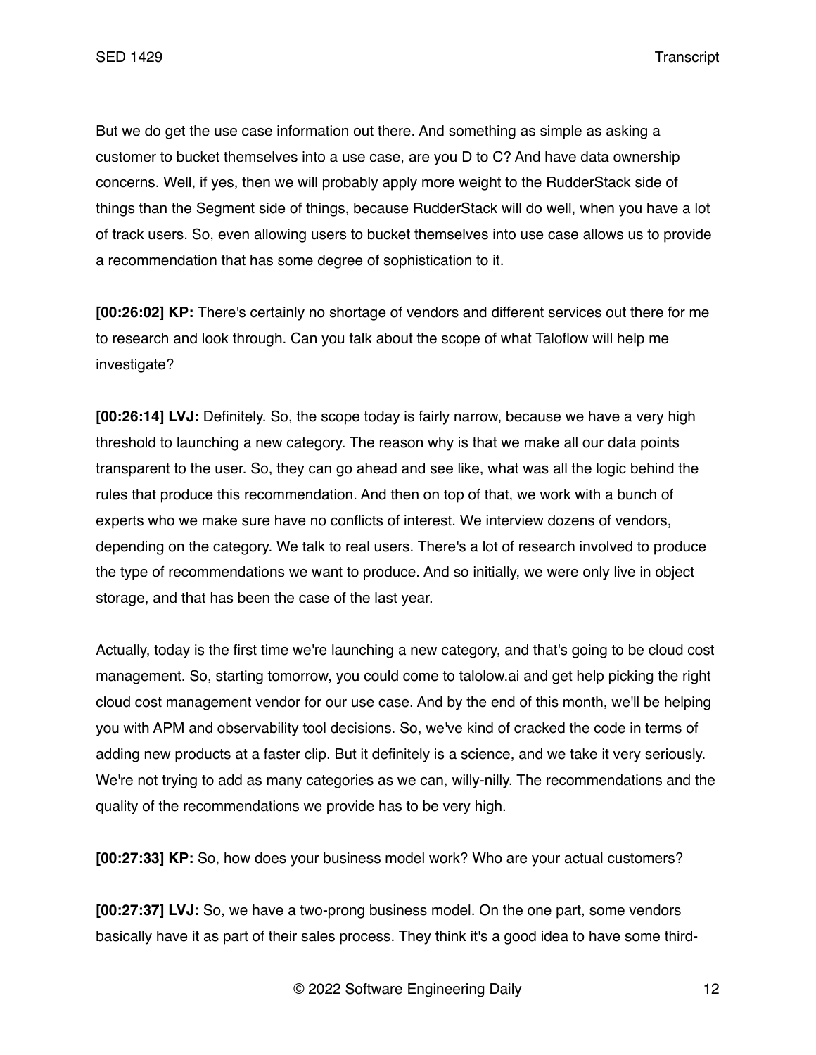But we do get the use case information out there. And something as simple as asking a customer to bucket themselves into a use case, are you D to C? And have data ownership concerns. Well, if yes, then we will probably apply more weight to the RudderStack side of things than the Segment side of things, because RudderStack will do well, when you have a lot of track users. So, even allowing users to bucket themselves into use case allows us to provide a recommendation that has some degree of sophistication to it.

**[00:26:02] KP:** There's certainly no shortage of vendors and different services out there for me to research and look through. Can you talk about the scope of what Taloflow will help me investigate?

**[00:26:14] LVJ:** Definitely. So, the scope today is fairly narrow, because we have a very high threshold to launching a new category. The reason why is that we make all our data points transparent to the user. So, they can go ahead and see like, what was all the logic behind the rules that produce this recommendation. And then on top of that, we work with a bunch of experts who we make sure have no conflicts of interest. We interview dozens of vendors, depending on the category. We talk to real users. There's a lot of research involved to produce the type of recommendations we want to produce. And so initially, we were only live in object storage, and that has been the case of the last year.

Actually, today is the first time we're launching a new category, and that's going to be cloud cost management. So, starting tomorrow, you could come to talolow.ai and get help picking the right cloud cost management vendor for our use case. And by the end of this month, we'll be helping you with APM and observability tool decisions. So, we've kind of cracked the code in terms of adding new products at a faster clip. But it definitely is a science, and we take it very seriously. We're not trying to add as many categories as we can, willy-nilly. The recommendations and the quality of the recommendations we provide has to be very high.

**[00:27:33] KP:** So, how does your business model work? Who are your actual customers?

**[00:27:37] LVJ:** So, we have a two-prong business model. On the one part, some vendors basically have it as part of their sales process. They think it's a good idea to have some third-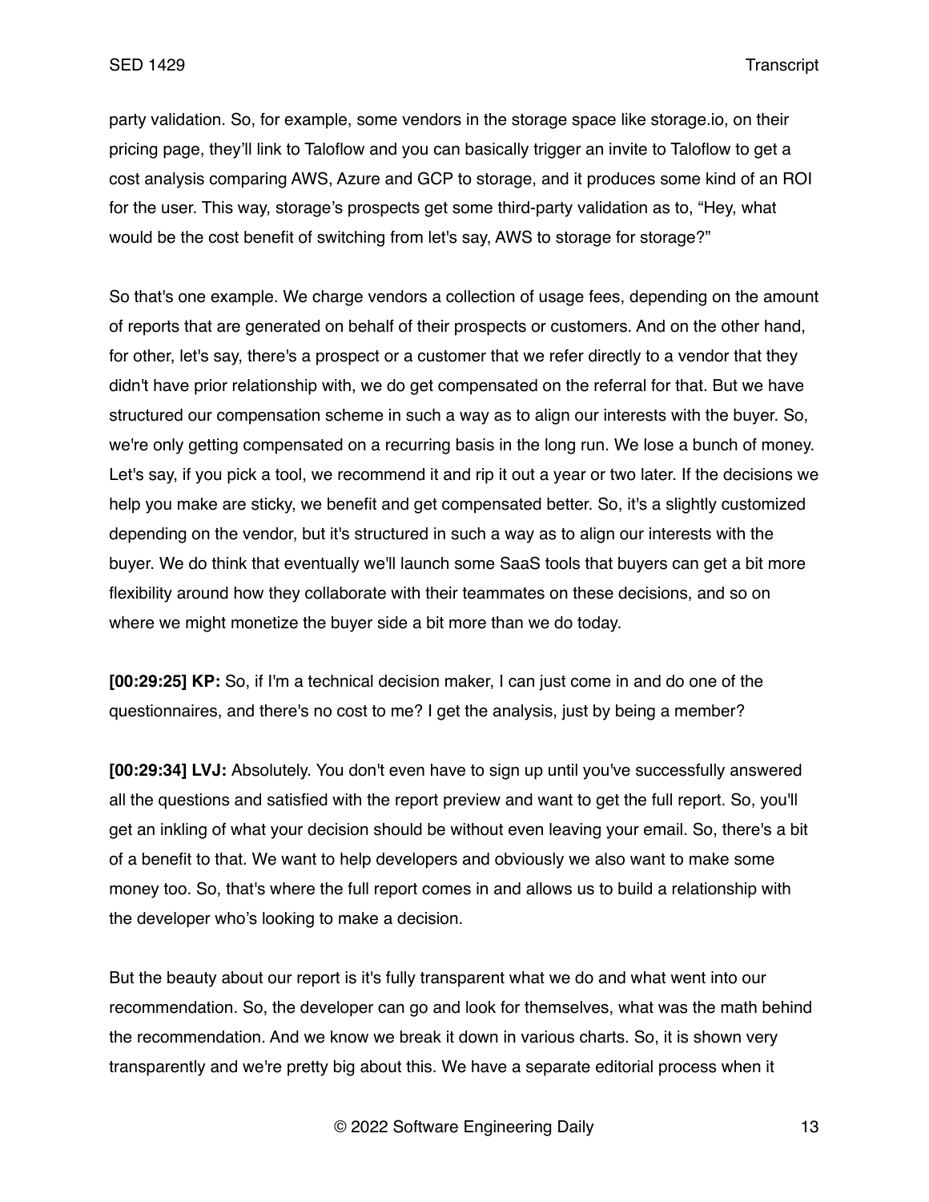party validation. So, for example, some vendors in the storage space like storage.io, on their pricing page, they'll link to Taloflow and you can basically trigger an invite to Taloflow to get a cost analysis comparing AWS, Azure and GCP to storage, and it produces some kind of an ROI for the user. This way, storage's prospects get some third-party validation as to, "Hey, what would be the cost benefit of switching from let's say, AWS to storage for storage?"

So that's one example. We charge vendors a collection of usage fees, depending on the amount of reports that are generated on behalf of their prospects or customers. And on the other hand, for other, let's say, there's a prospect or a customer that we refer directly to a vendor that they didn't have prior relationship with, we do get compensated on the referral for that. But we have structured our compensation scheme in such a way as to align our interests with the buyer. So, we're only getting compensated on a recurring basis in the long run. We lose a bunch of money. Let's say, if you pick a tool, we recommend it and rip it out a year or two later. If the decisions we help you make are sticky, we benefit and get compensated better. So, it's a slightly customized depending on the vendor, but it's structured in such a way as to align our interests with the buyer. We do think that eventually we'll launch some SaaS tools that buyers can get a bit more flexibility around how they collaborate with their teammates on these decisions, and so on where we might monetize the buyer side a bit more than we do today.

**[00:29:25] KP:** So, if I'm a technical decision maker, I can just come in and do one of the questionnaires, and there's no cost to me? I get the analysis, just by being a member?

**[00:29:34] LVJ:** Absolutely. You don't even have to sign up until you've successfully answered all the questions and satisfied with the report preview and want to get the full report. So, you'll get an inkling of what your decision should be without even leaving your email. So, there's a bit of a benefit to that. We want to help developers and obviously we also want to make some money too. So, that's where the full report comes in and allows us to build a relationship with the developer who's looking to make a decision.

But the beauty about our report is it's fully transparent what we do and what went into our recommendation. So, the developer can go and look for themselves, what was the math behind the recommendation. And we know we break it down in various charts. So, it is shown very transparently and we're pretty big about this. We have a separate editorial process when it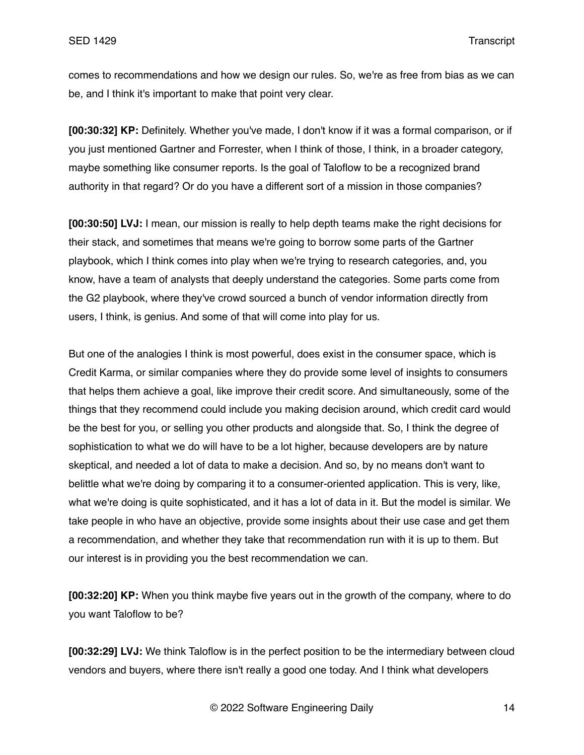comes to recommendations and how we design our rules. So, we're as free from bias as we can be, and I think it's important to make that point very clear.

**[00:30:32] KP:** Definitely. Whether you've made, I don't know if it was a formal comparison, or if you just mentioned Gartner and Forrester, when I think of those, I think, in a broader category, maybe something like consumer reports. Is the goal of Taloflow to be a recognized brand authority in that regard? Or do you have a different sort of a mission in those companies?

**[00:30:50] LVJ:** I mean, our mission is really to help depth teams make the right decisions for their stack, and sometimes that means we're going to borrow some parts of the Gartner playbook, which I think comes into play when we're trying to research categories, and, you know, have a team of analysts that deeply understand the categories. Some parts come from the G2 playbook, where they've crowd sourced a bunch of vendor information directly from users, I think, is genius. And some of that will come into play for us.

But one of the analogies I think is most powerful, does exist in the consumer space, which is Credit Karma, or similar companies where they do provide some level of insights to consumers that helps them achieve a goal, like improve their credit score. And simultaneously, some of the things that they recommend could include you making decision around, which credit card would be the best for you, or selling you other products and alongside that. So, I think the degree of sophistication to what we do will have to be a lot higher, because developers are by nature skeptical, and needed a lot of data to make a decision. And so, by no means don't want to belittle what we're doing by comparing it to a consumer-oriented application. This is very, like, what we're doing is quite sophisticated, and it has a lot of data in it. But the model is similar. We take people in who have an objective, provide some insights about their use case and get them a recommendation, and whether they take that recommendation run with it is up to them. But our interest is in providing you the best recommendation we can.

**[00:32:20] KP:** When you think maybe five years out in the growth of the company, where to do you want Taloflow to be?

**[00:32:29] LVJ:** We think Taloflow is in the perfect position to be the intermediary between cloud vendors and buyers, where there isn't really a good one today. And I think what developers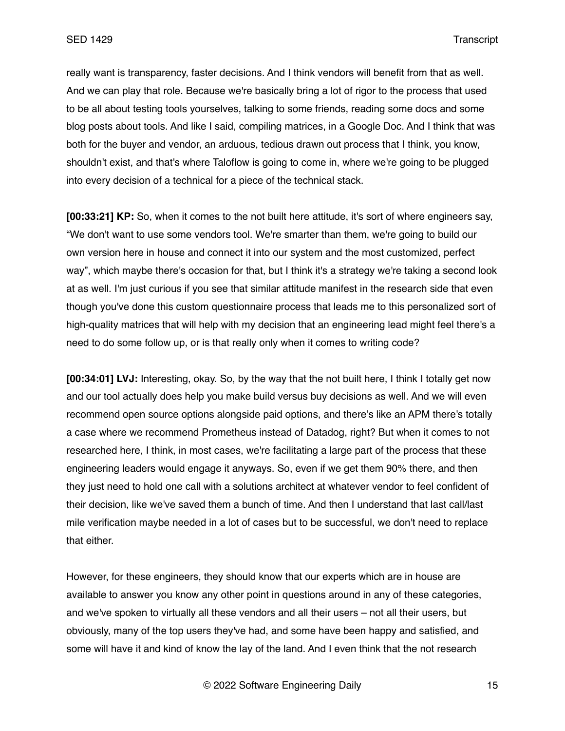really want is transparency, faster decisions. And I think vendors will benefit from that as well. And we can play that role. Because we're basically bring a lot of rigor to the process that used to be all about testing tools yourselves, talking to some friends, reading some docs and some blog posts about tools. And like I said, compiling matrices, in a Google Doc. And I think that was both for the buyer and vendor, an arduous, tedious drawn out process that I think, you know, shouldn't exist, and that's where Taloflow is going to come in, where we're going to be plugged into every decision of a technical for a piece of the technical stack.

**[00:33:21] KP:** So, when it comes to the not built here attitude, it's sort of where engineers say, “We don't want to use some vendors tool. We're smarter than them, we're going to build our own version here in house and connect it into our system and the most customized, perfect way”, which maybe there's occasion for that, but I think it's a strategy we're taking a second look at as well. I'm just curious if you see that similar attitude manifest in the research side that even though you've done this custom questionnaire process that leads me to this personalized sort of high-quality matrices that will help with my decision that an engineering lead might feel there's a need to do some follow up, or is that really only when it comes to writing code?

**[00:34:01] LVJ:** Interesting, okay. So, by the way that the not built here, I think I totally get now and our tool actually does help you make build versus buy decisions as well. And we will even recommend open source options alongside paid options, and there's like an APM there's totally a case where we recommend Prometheus instead of Datadog, right? But when it comes to not researched here, I think, in most cases, we're facilitating a large part of the process that these engineering leaders would engage it anyways. So, even if we get them 90% there, and then they just need to hold one call with a solutions architect at whatever vendor to feel confident of their decision, like we've saved them a bunch of time. And then I understand that last call/last mile verification maybe needed in a lot of cases but to be successful, we don't need to replace that either.

However, for these engineers, they should know that our experts which are in house are available to answer you know any other point in questions around in any of these categories, and we've spoken to virtually all these vendors and all their users – not all their users, but obviously, many of the top users they've had, and some have been happy and satisfied, and some will have it and kind of know the lay of the land. And I even think that the not research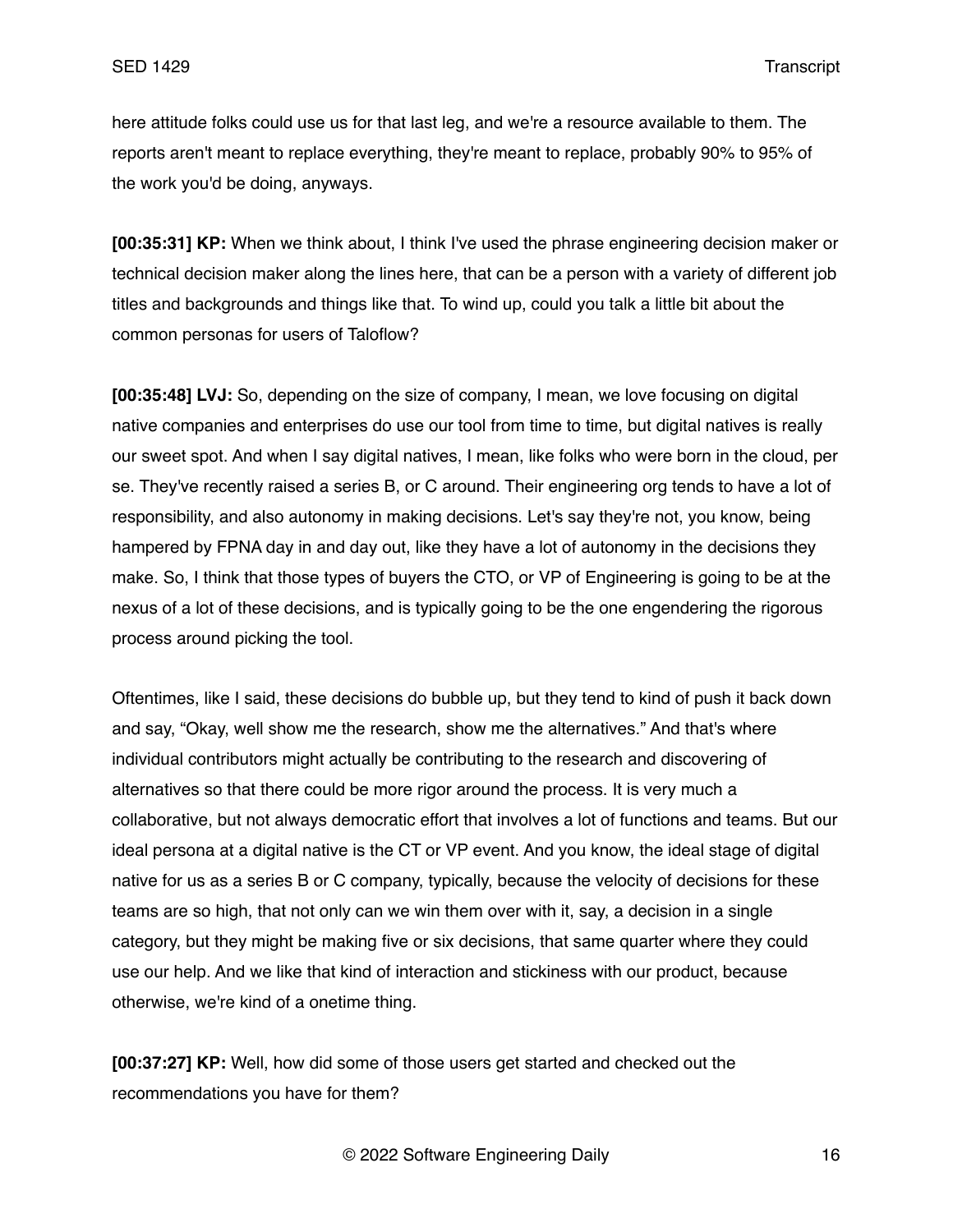here attitude folks could use us for that last leg, and we're a resource available to them. The reports aren't meant to replace everything, they're meant to replace, probably 90% to 95% of the work you'd be doing, anyways.

**[00:35:31] KP:** When we think about, I think I've used the phrase engineering decision maker or technical decision maker along the lines here, that can be a person with a variety of different job titles and backgrounds and things like that. To wind up, could you talk a little bit about the common personas for users of Taloflow?

**[00:35:48] LVJ:** So, depending on the size of company, I mean, we love focusing on digital native companies and enterprises do use our tool from time to time, but digital natives is really our sweet spot. And when I say digital natives, I mean, like folks who were born in the cloud, per se. They've recently raised a series B, or C around. Their engineering org tends to have a lot of responsibility, and also autonomy in making decisions. Let's say they're not, you know, being hampered by FPNA day in and day out, like they have a lot of autonomy in the decisions they make. So, I think that those types of buyers the CTO, or VP of Engineering is going to be at the nexus of a lot of these decisions, and is typically going to be the one engendering the rigorous process around picking the tool.

Oftentimes, like I said, these decisions do bubble up, but they tend to kind of push it back down and say, "Okay, well show me the research, show me the alternatives." And that's where individual contributors might actually be contributing to the research and discovering of alternatives so that there could be more rigor around the process. It is very much a collaborative, but not always democratic effort that involves a lot of functions and teams. But our ideal persona at a digital native is the CT or VP event. And you know, the ideal stage of digital native for us as a series B or C company, typically, because the velocity of decisions for these teams are so high, that not only can we win them over with it, say, a decision in a single category, but they might be making five or six decisions, that same quarter where they could use our help. And we like that kind of interaction and stickiness with our product, because otherwise, we're kind of a onetime thing.

**[00:37:27] KP:** Well, how did some of those users get started and checked out the recommendations you have for them?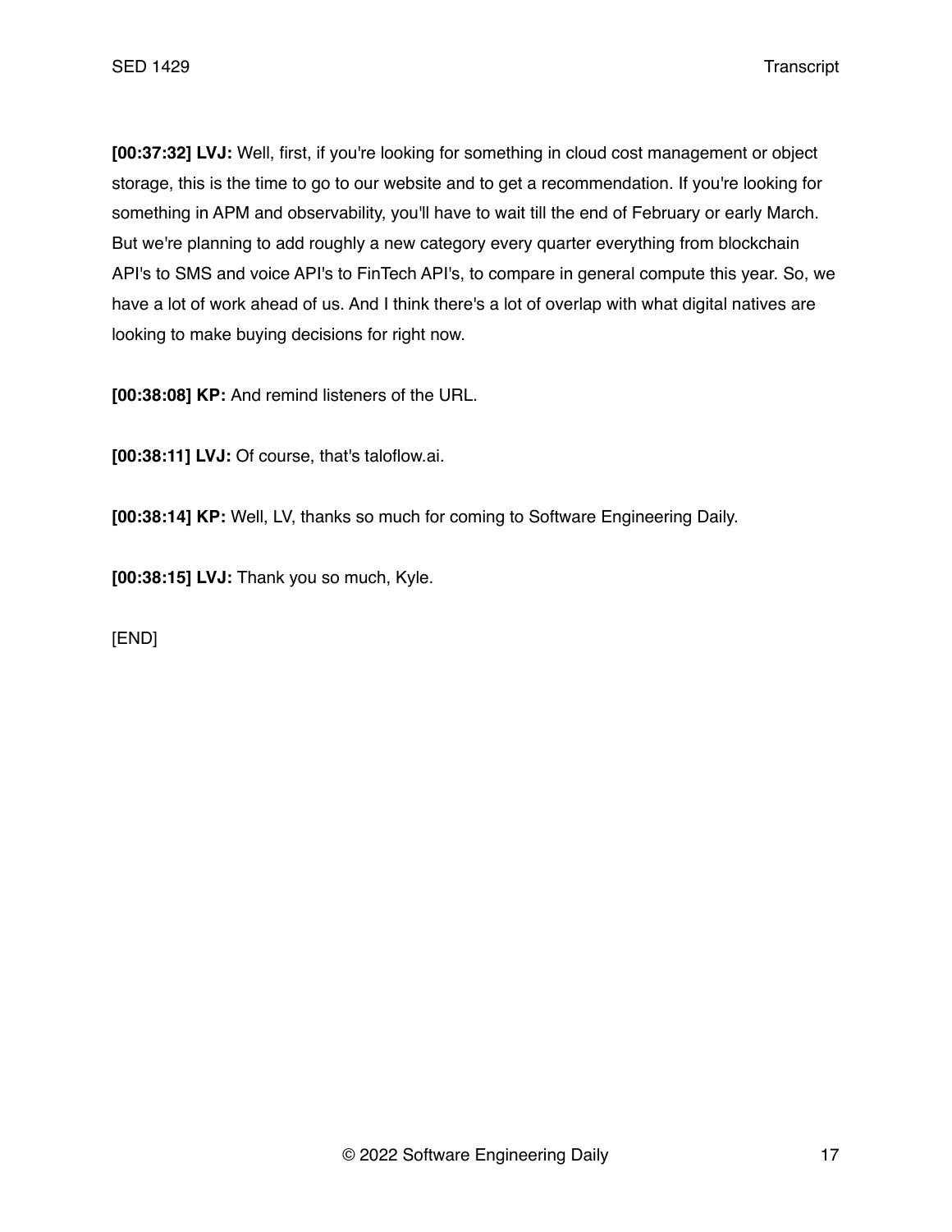**[00:37:32] LVJ:** Well, first, if you're looking for something in cloud cost management or object storage, this is the time to go to our website and to get a recommendation. If you're looking for something in APM and observability, you'll have to wait till the end of February or early March. But we're planning to add roughly a new category every quarter everything from blockchain API's to SMS and voice API's to FinTech API's, to compare in general compute this year. So, we have a lot of work ahead of us. And I think there's a lot of overlap with what digital natives are looking to make buying decisions for right now.

**[00:38:08] KP:** And remind listeners of the URL.

**[00:38:11] LVJ:** Of course, that's taloflow.ai.

**[00:38:14] KP:** Well, LV, thanks so much for coming to Software Engineering Daily.

**[00:38:15] LVJ:** Thank you so much, Kyle.

[END]